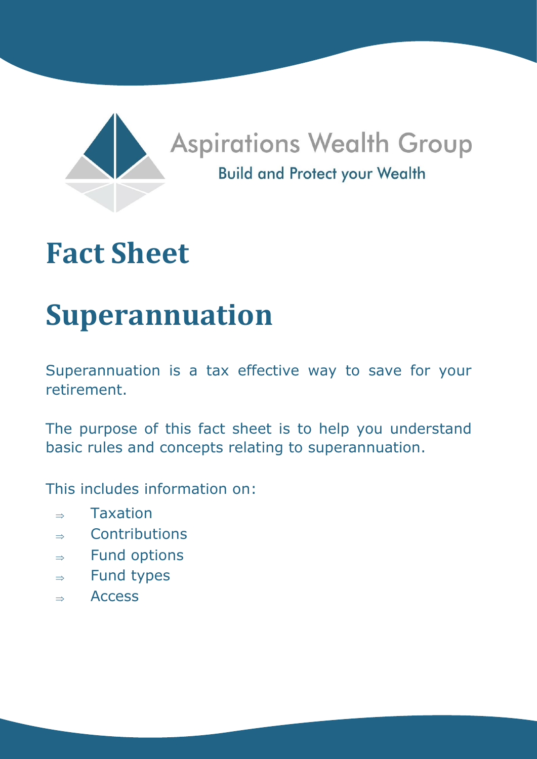Aspirations Wealth Group

Build and Protect your Wealth

# Fact Sheet

# Superannuation

Superannuation is a tax effective way to save for your retirement.

The purpose of this fact sheet is to help you understand basic rules and concepts relating to superannuation.

This includes information on:

- ⇒ Taxation
- ⇒ Contributions
- ⇒ Fund options
- ⇒ Fund types
- ⇒ Access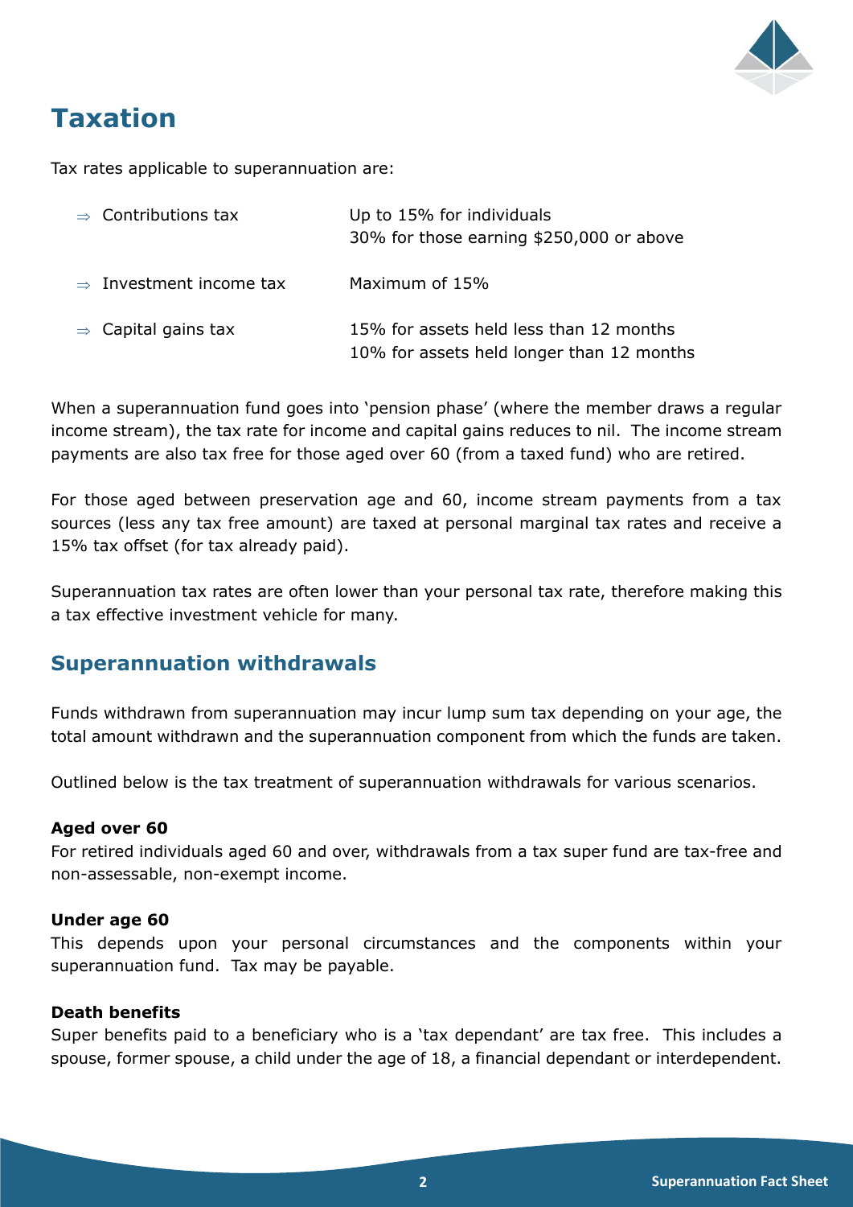# Taxation

Tax rates applicable to superannuation are:

| | |
|---|---|
| ⇒ Contributions tax | Up to 15% for individuals<br>30% for those earning $250,000 or above |
| ⇒ Investment income tax | Maximum of 15% |
| ⇒ Capital gains tax | 15% for assets held less than 12 months<br>10% for assets held longer than 12 months |

When a superannuation fund goes into 'pension phase' (where the member draws a regular income stream), the tax rate for income and capital gains reduces to nil. The income stream payments are also tax free for those aged over 60 (from a taxed fund) who are retired.

For those aged between preservation age and 60, income stream payments from a tax sources (less any tax free amount) are taxed at personal marginal tax rates and receive a 15% tax offset (for tax already paid).

Superannuation tax rates are often lower than your personal tax rate, therefore making this a tax effective investment vehicle for many.

## Superannuation withdrawals

Funds withdrawn from superannuation may incur lump sum tax depending on your age, the total amount withdrawn and the superannuation component from which the funds are taken.

Outlined below is the tax treatment of superannuation withdrawals for various scenarios.

**Aged over 60**
For retired individuals aged 60 and over, withdrawals from a tax super fund are tax-free and non-assessable, non-exempt income.

**Under age 60**
This depends upon your personal circumstances and the components within your superannuation fund. Tax may be payable.

**Death benefits**
Super benefits paid to a beneficiary who is a 'tax dependant' are tax free. This includes a spouse, former spouse, a child under the age of 18, a financial dependant or interdependent.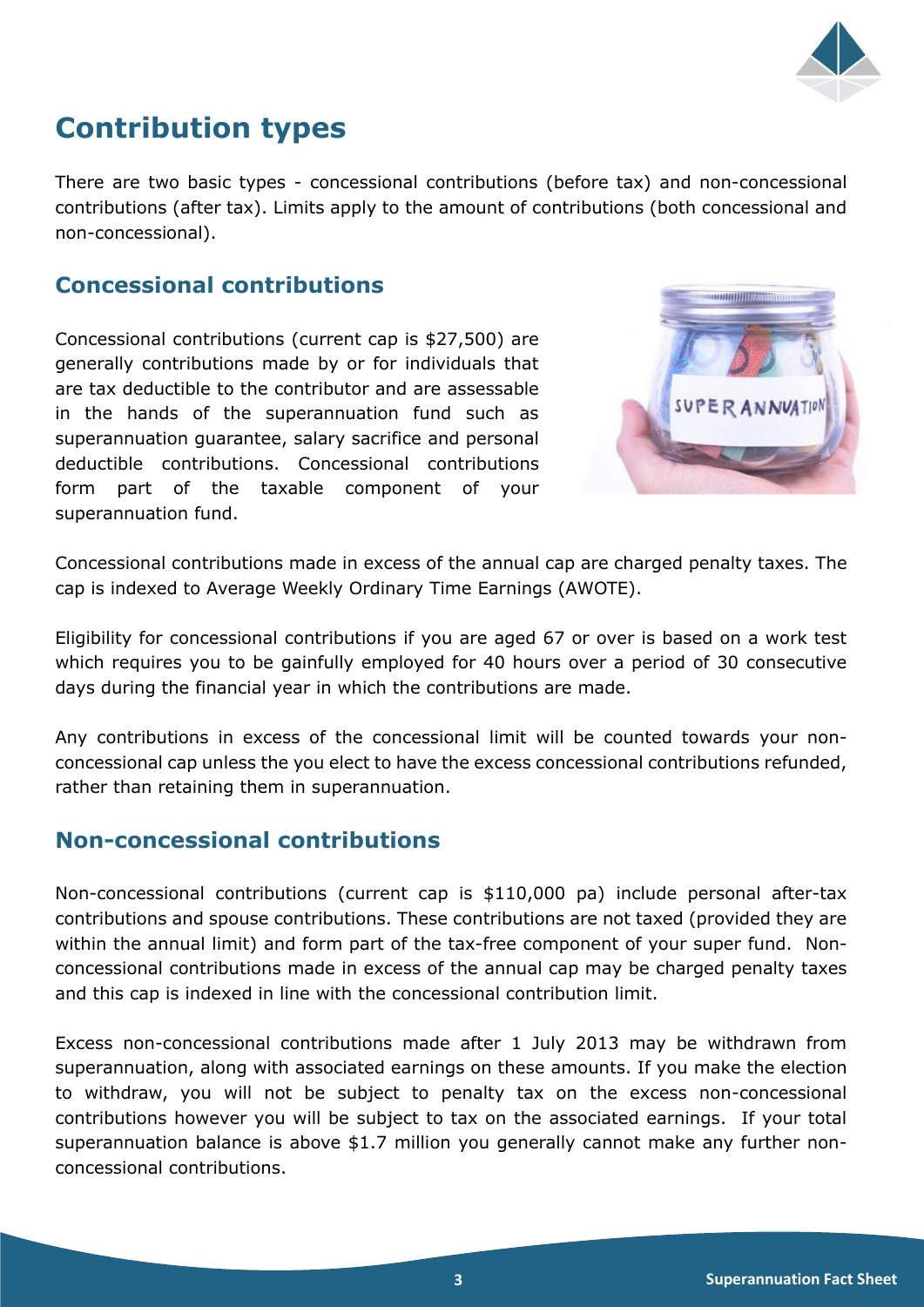# Contribution types

There are two basic types - concessional contributions (before tax) and non-concessional contributions (after tax). Limits apply to the amount of contributions (both concessional and non-concessional).

## Concessional contributions

Concessional contributions (current cap is $27,500) are generally contributions made by or for individuals that are tax deductible to the contributor and are assessable in the hands of the superannuation fund such as superannuation guarantee, salary sacrifice and personal deductible contributions. Concessional contributions form part of the taxable component of your superannuation fund.

Concessional contributions made in excess of the annual cap are charged penalty taxes. The cap is indexed to Average Weekly Ordinary Time Earnings (AWOTE).

Eligibility for concessional contributions if you are aged 67 or over is based on a work test which requires you to be gainfully employed for 40 hours over a period of 30 consecutive days during the financial year in which the contributions are made.

Any contributions in excess of the concessional limit will be counted towards your non-concessional cap unless the you elect to have the excess concessional contributions refunded, rather than retaining them in superannuation.

## Non-concessional contributions

Non-concessional contributions (current cap is $110,000 pa) include personal after-tax contributions and spouse contributions. These contributions are not taxed (provided they are within the annual limit) and form part of the tax-free component of your super fund. Non-concessional contributions made in excess of the annual cap may be charged penalty taxes and this cap is indexed in line with the concessional contribution limit.

Excess non-concessional contributions made after 1 July 2013 may be withdrawn from superannuation, along with associated earnings on these amounts. If you make the election to withdraw, you will not be subject to penalty tax on the excess non-concessional contributions however you will be subject to tax on the associated earnings. If your total superannuation balance is above $1.7 million you generally cannot make any further non-concessional contributions.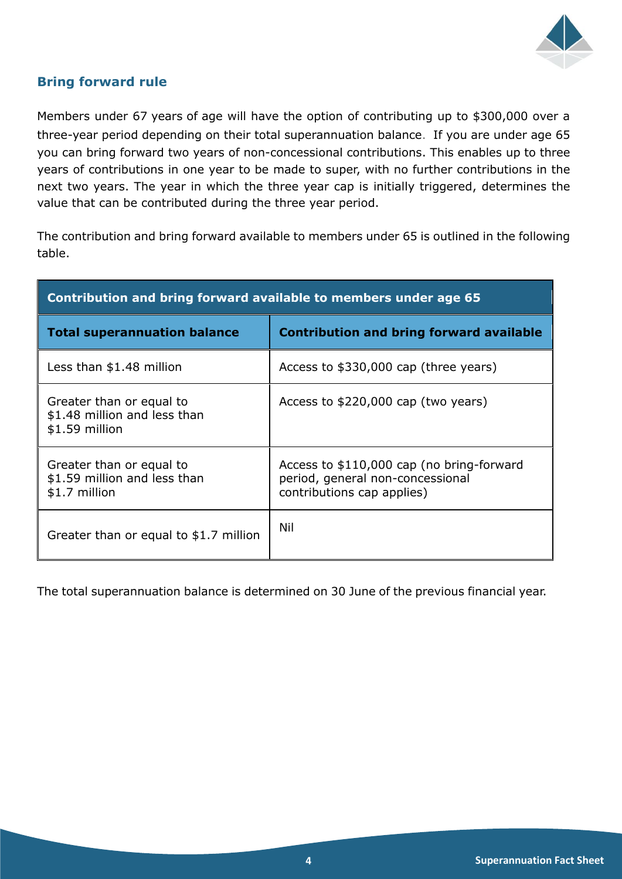## Bring forward rule

Members under 67 years of age will have the option of contributing up to $300,000 over a three-year period depending on their total superannuation balance. If you are under age 65 you can bring forward two years of non-concessional contributions. This enables up to three years of contributions in one year to be made to super, with no further contributions in the next two years. The year in which the three year cap is initially triggered, determines the value that can be contributed during the three year period.

The contribution and bring forward available to members under 65 is outlined in the following table.

| Contribution and bring forward available to members under age 65 | |
|---|---|
| **Total superannuation balance** | **Contribution and bring forward available** |
| Less than $1.48 million | Access to $330,000 cap (three years) |
| Greater than or equal to $1.48 million and less than $1.59 million | Access to $220,000 cap (two years) |
| Greater than or equal to $1.59 million and less than $1.7 million | Access to $110,000 cap (no bring-forward period, general non-concessional contributions cap applies) |
| Greater than or equal to $1.7 million | Nil |

The total superannuation balance is determined on 30 June of the previous financial year.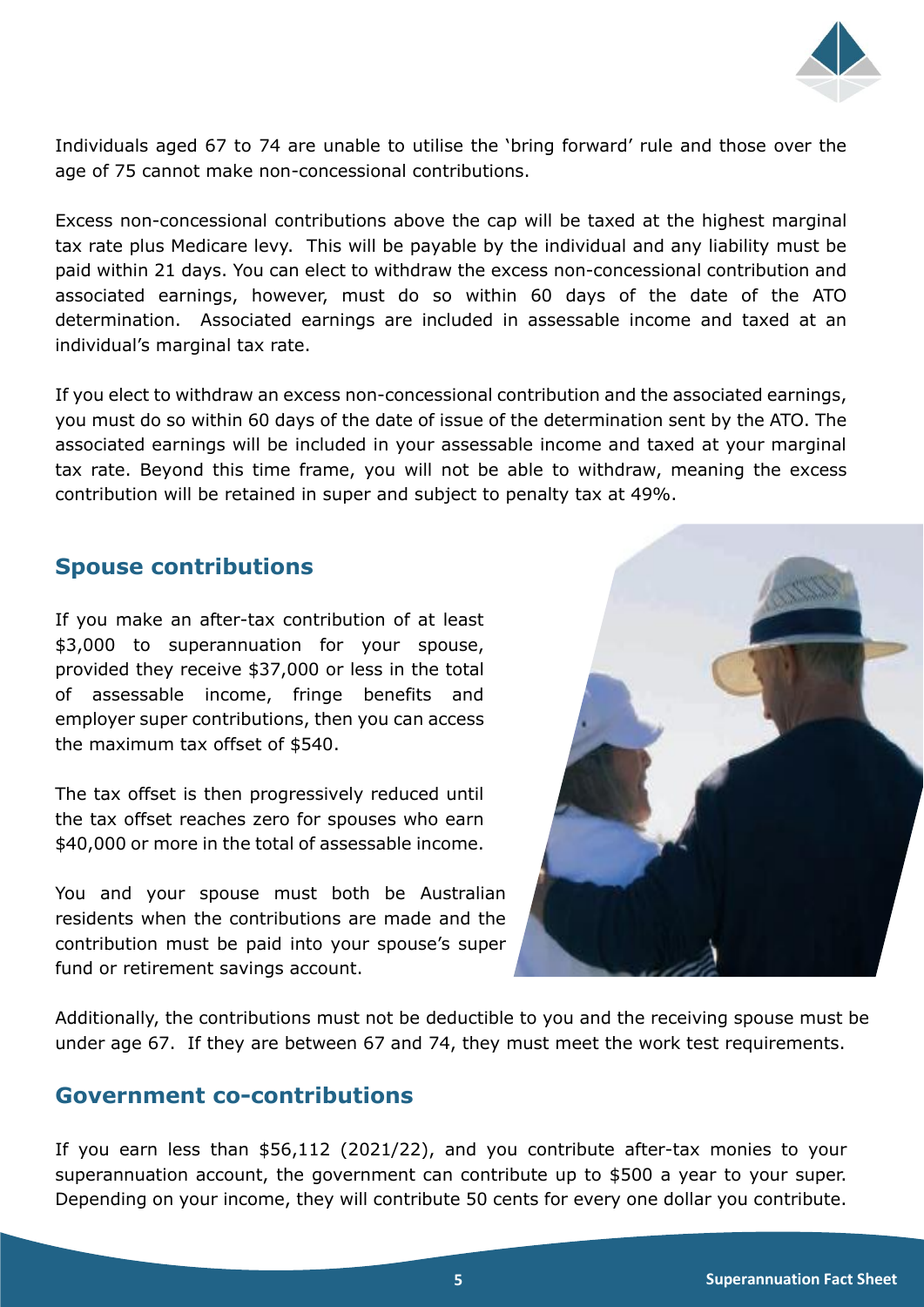Individuals aged 67 to 74 are unable to utilise the 'bring forward' rule and those over the age of 75 cannot make non-concessional contributions.

Excess non-concessional contributions above the cap will be taxed at the highest marginal tax rate plus Medicare levy. This will be payable by the individual and any liability must be paid within 21 days. You can elect to withdraw the excess non-concessional contribution and associated earnings, however, must do so within 60 days of the date of the ATO determination. Associated earnings are included in assessable income and taxed at an individual's marginal tax rate.

If you elect to withdraw an excess non-concessional contribution and the associated earnings, you must do so within 60 days of the date of issue of the determination sent by the ATO. The associated earnings will be included in your assessable income and taxed at your marginal tax rate. Beyond this time frame, you will not be able to withdraw, meaning the excess contribution will be retained in super and subject to penalty tax at 49%.

## Spouse contributions

If you make an after-tax contribution of at least $3,000 to superannuation for your spouse, provided they receive $37,000 or less in the total of assessable income, fringe benefits and employer super contributions, then you can access the maximum tax offset of $540.

The tax offset is then progressively reduced until the tax offset reaches zero for spouses who earn $40,000 or more in the total of assessable income.

You and your spouse must both be Australian residents when the contributions are made and the contribution must be paid into your spouse's super fund or retirement savings account.

Additionally, the contributions must not be deductible to you and the receiving spouse must be under age 67. If they are between 67 and 74, they must meet the work test requirements.

## Government co-contributions

If you earn less than $56,112 (2021/22), and you contribute after-tax monies to your superannuation account, the government can contribute up to $500 a year to your super. Depending on your income, they will contribute 50 cents for every one dollar you contribute.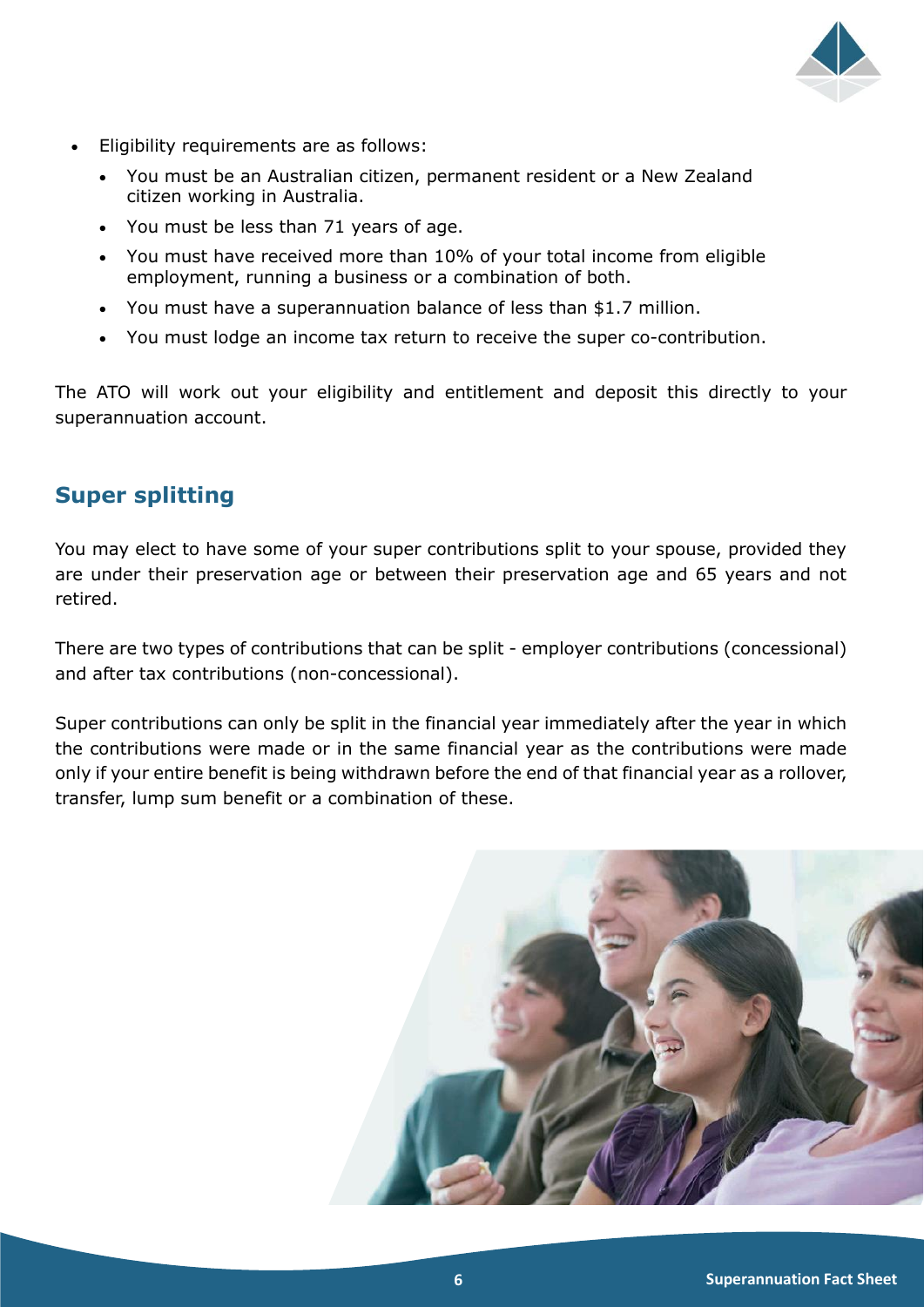- Eligibility requirements are as follows:
  - You must be an Australian citizen, permanent resident or a New Zealand citizen working in Australia.
  - You must be less than 71 years of age.
  - You must have received more than 10% of your total income from eligible employment, running a business or a combination of both.
  - You must have a superannuation balance of less than $1.7 million.
  - You must lodge an income tax return to receive the super co-contribution.

The ATO will work out your eligibility and entitlement and deposit this directly to your superannuation account.

## Super splitting

You may elect to have some of your super contributions split to your spouse, provided they are under their preservation age or between their preservation age and 65 years and not retired.

There are two types of contributions that can be split - employer contributions (concessional) and after tax contributions (non-concessional).

Super contributions can only be split in the financial year immediately after the year in which the contributions were made or in the same financial year as the contributions were made only if your entire benefit is being withdrawn before the end of that financial year as a rollover, transfer, lump sum benefit or a combination of these.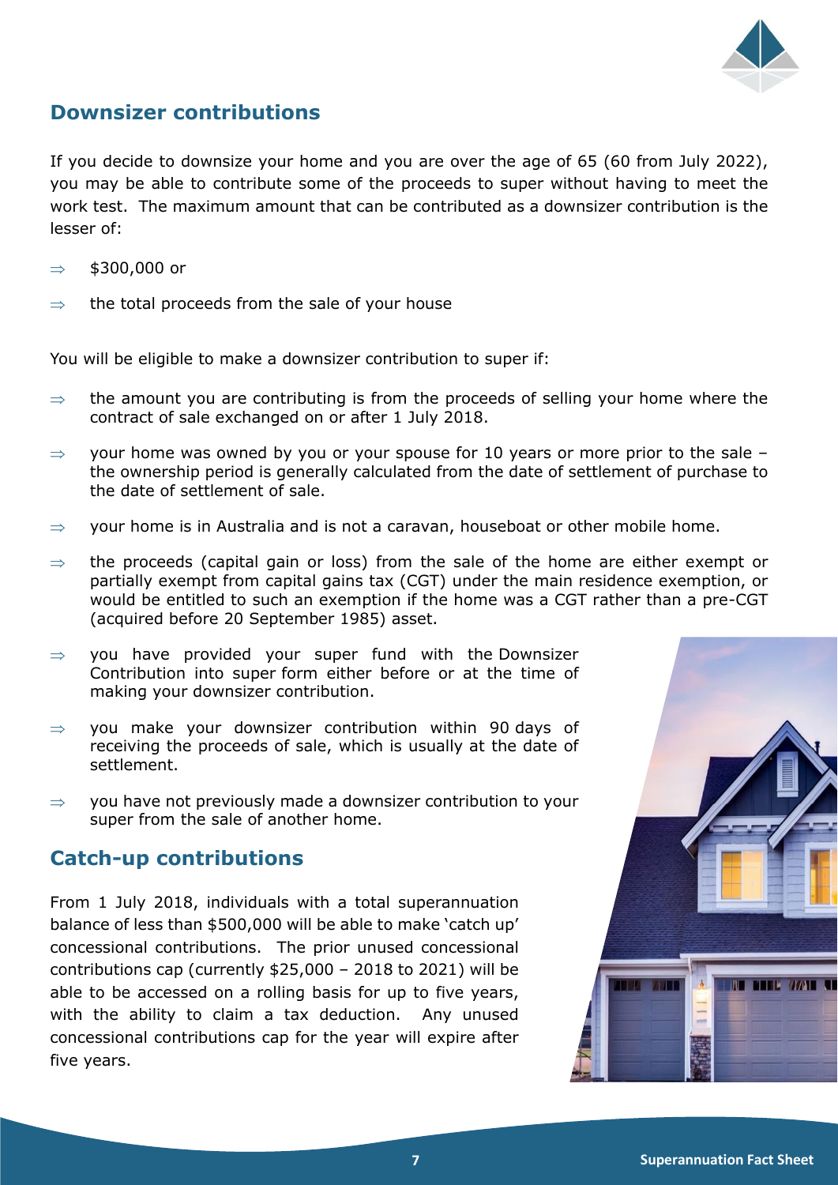## Downsizer contributions

If you decide to downsize your home and you are over the age of 65 (60 from July 2022), you may be able to contribute some of the proceeds to super without having to meet the work test. The maximum amount that can be contributed as a downsizer contribution is the lesser of:

- ⇒ $300,000 or
- ⇒ the total proceeds from the sale of your house

You will be eligible to make a downsizer contribution to super if:

- ⇒ the amount you are contributing is from the proceeds of selling your home where the contract of sale exchanged on or after 1 July 2018.
- ⇒ your home was owned by you or your spouse for 10 years or more prior to the sale – the ownership period is generally calculated from the date of settlement of purchase to the date of settlement of sale.
- ⇒ your home is in Australia and is not a caravan, houseboat or other mobile home.
- ⇒ the proceeds (capital gain or loss) from the sale of the home are either exempt or partially exempt from capital gains tax (CGT) under the main residence exemption, or would be entitled to such an exemption if the home was a CGT rather than a pre-CGT (acquired before 20 September 1985) asset.
- ⇒ you have provided your super fund with the Downsizer Contribution into super form either before or at the time of making your downsizer contribution.
- ⇒ you make your downsizer contribution within 90 days of receiving the proceeds of sale, which is usually at the date of settlement.
- ⇒ you have not previously made a downsizer contribution to your super from the sale of another home.

## Catch-up contributions

From 1 July 2018, individuals with a total superannuation balance of less than $500,000 will be able to make 'catch up' concessional contributions. The prior unused concessional contributions cap (currently $25,000 – 2018 to 2021) will be able to be accessed on a rolling basis for up to five years, with the ability to claim a tax deduction. Any unused concessional contributions cap for the year will expire after five years.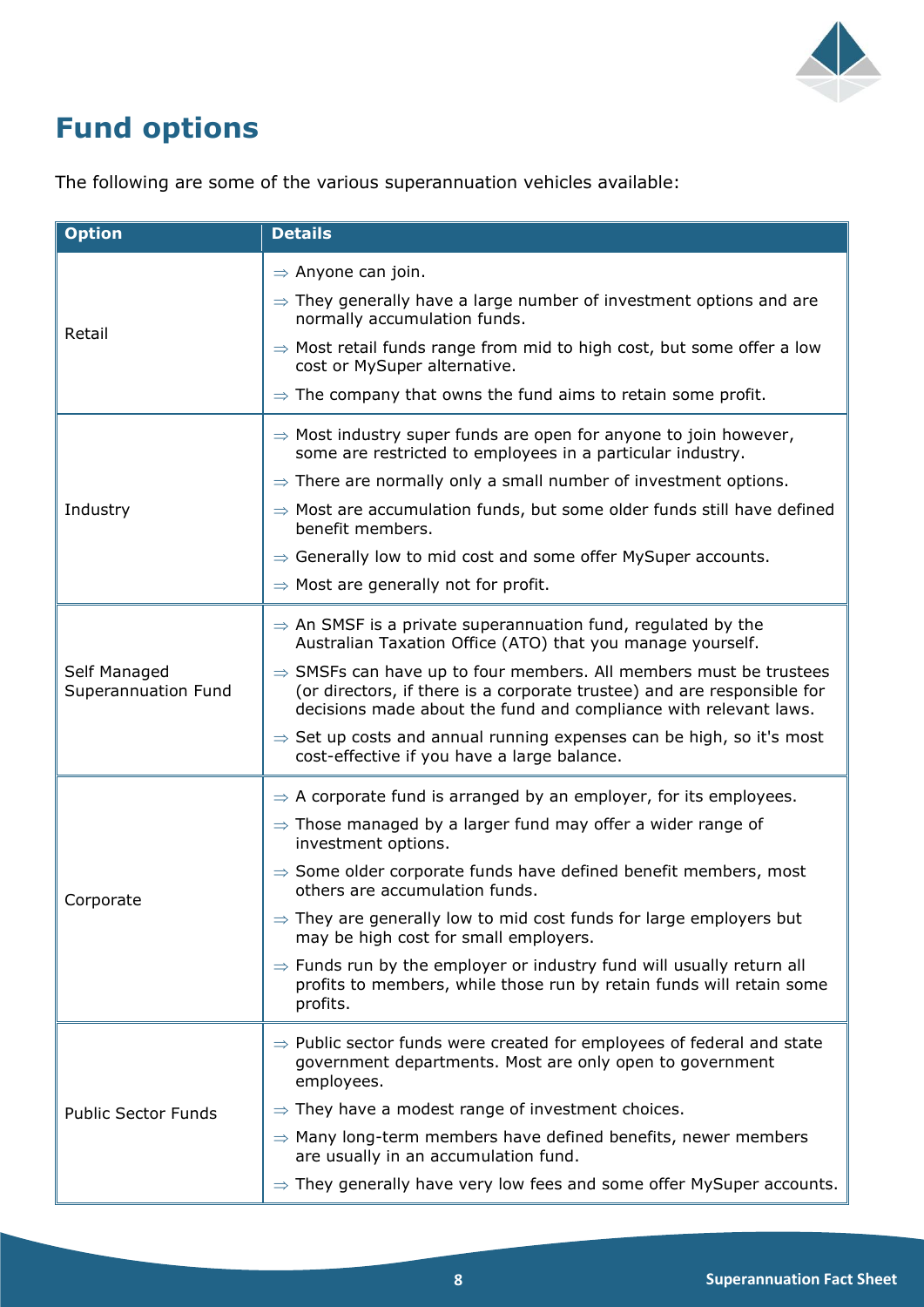# Fund options

The following are some of the various superannuation vehicles available:

| Option | Details |
|---|---|
| Retail | ⇒ Anyone can join.<br>⇒ They generally have a large number of investment options and are normally accumulation funds.<br>⇒ Most retail funds range from mid to high cost, but some offer a low cost or MySuper alternative.<br>⇒ The company that owns the fund aims to retain some profit. |
| Industry | ⇒ Most industry super funds are open for anyone to join however, some are restricted to employees in a particular industry.<br>⇒ There are normally only a small number of investment options.<br>⇒ Most are accumulation funds, but some older funds still have defined benefit members.<br>⇒ Generally low to mid cost and some offer MySuper accounts.<br>⇒ Most are generally not for profit. |
| Self Managed Superannuation Fund | ⇒ An SMSF is a private superannuation fund, regulated by the Australian Taxation Office (ATO) that you manage yourself.<br>⇒ SMSFs can have up to four members. All members must be trustees (or directors, if there is a corporate trustee) and are responsible for decisions made about the fund and compliance with relevant laws.<br>⇒ Set up costs and annual running expenses can be high, so it's most cost-effective if you have a large balance. |
| Corporate | ⇒ A corporate fund is arranged by an employer, for its employees.<br>⇒ Those managed by a larger fund may offer a wider range of investment options.<br>⇒ Some older corporate funds have defined benefit members, most others are accumulation funds.<br>⇒ They are generally low to mid cost funds for large employers but may be high cost for small employers.<br>⇒ Funds run by the employer or industry fund will usually return all profits to members, while those run by retain funds will retain some profits. |
| Public Sector Funds | ⇒ Public sector funds were created for employees of federal and state government departments. Most are only open to government employees.<br>⇒ They have a modest range of investment choices.<br>⇒ Many long-term members have defined benefits, newer members are usually in an accumulation fund.<br>⇒ They generally have very low fees and some offer MySuper accounts. |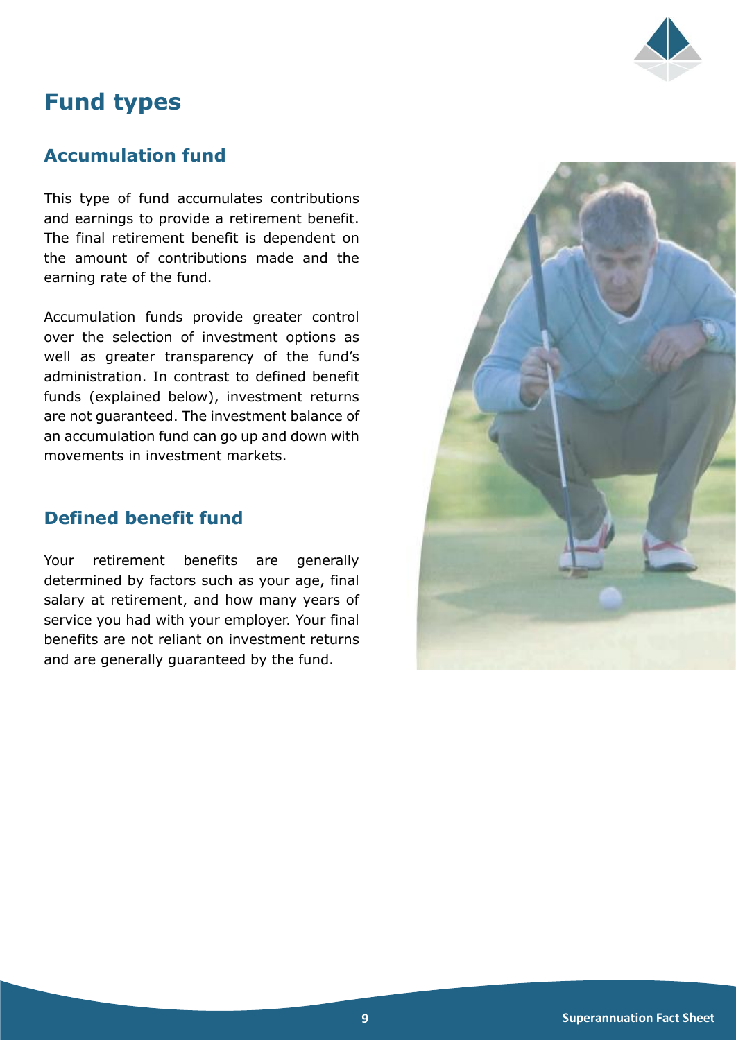# Fund types

## Accumulation fund

This type of fund accumulates contributions and earnings to provide a retirement benefit. The final retirement benefit is dependent on the amount of contributions made and the earning rate of the fund.

Accumulation funds provide greater control over the selection of investment options as well as greater transparency of the fund's administration. In contrast to defined benefit funds (explained below), investment returns are not guaranteed. The investment balance of an accumulation fund can go up and down with movements in investment markets.

## Defined benefit fund

Your retirement benefits are generally determined by factors such as your age, final salary at retirement, and how many years of service you had with your employer. Your final benefits are not reliant on investment returns and are generally guaranteed by the fund.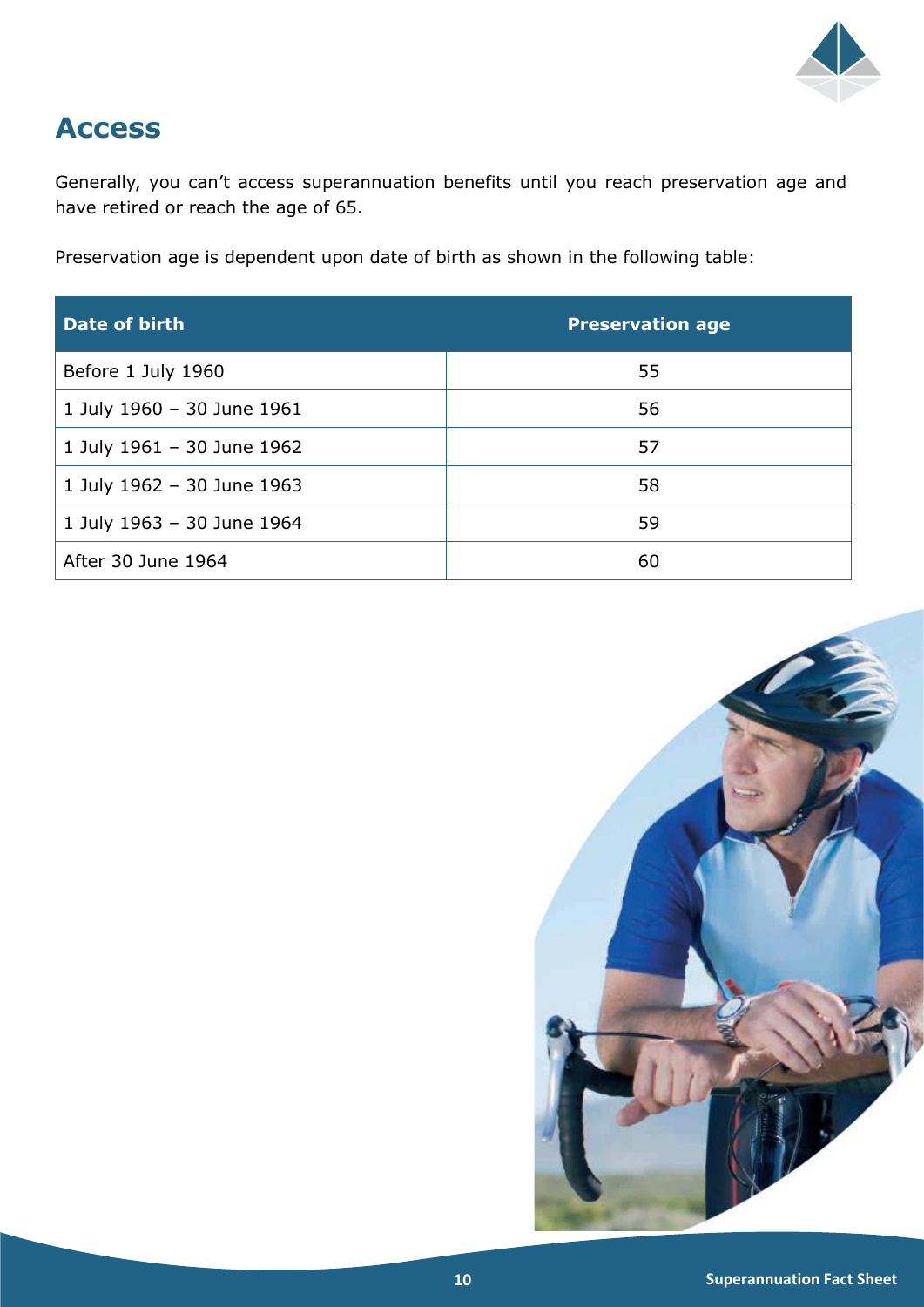# Access

Generally, you can't access superannuation benefits until you reach preservation age and have retired or reach the age of 65.

Preservation age is dependent upon date of birth as shown in the following table:

| Date of birth | Preservation age |
|---|---|
| Before 1 July 1960 | 55 |
| 1 July 1960 – 30 June 1961 | 56 |
| 1 July 1961 – 30 June 1962 | 57 |
| 1 July 1962 – 30 June 1963 | 58 |
| 1 July 1963 – 30 June 1964 | 59 |
| After 30 June 1964 | 60 |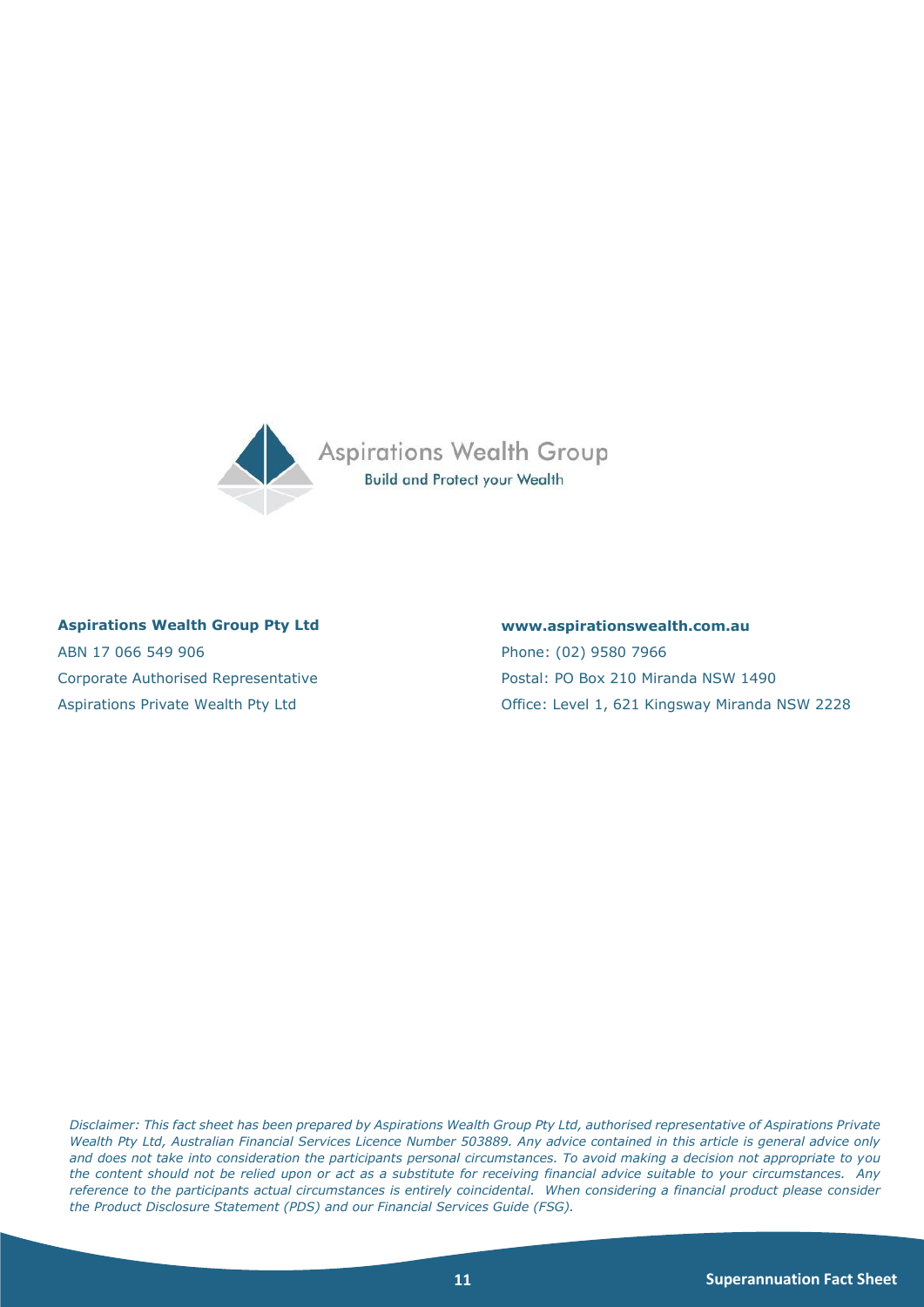Aspirations Wealth Group

Build and Protect your Wealth

**Aspirations Wealth Group Pty Ltd**

ABN 17 066 549 906

Corporate Authorised Representative

Aspirations Private Wealth Pty Ltd

**www.aspirationswealth.com.au**

Phone: (02) 9580 7966

Postal: PO Box 210 Miranda NSW 1490

Office: Level 1, 621 Kingsway Miranda NSW 2228

*Disclaimer: This fact sheet has been prepared by Aspirations Wealth Group Pty Ltd, authorised representative of Aspirations Private Wealth Pty Ltd, Australian Financial Services Licence Number 503889. Any advice contained in this article is general advice only and does not take into consideration the participants personal circumstances. To avoid making a decision not appropriate to you the content should not be relied upon or act as a substitute for receiving financial advice suitable to your circumstances. Any reference to the participants actual circumstances is entirely coincidental. When considering a financial product please consider the Product Disclosure Statement (PDS) and our Financial Services Guide (FSG).*